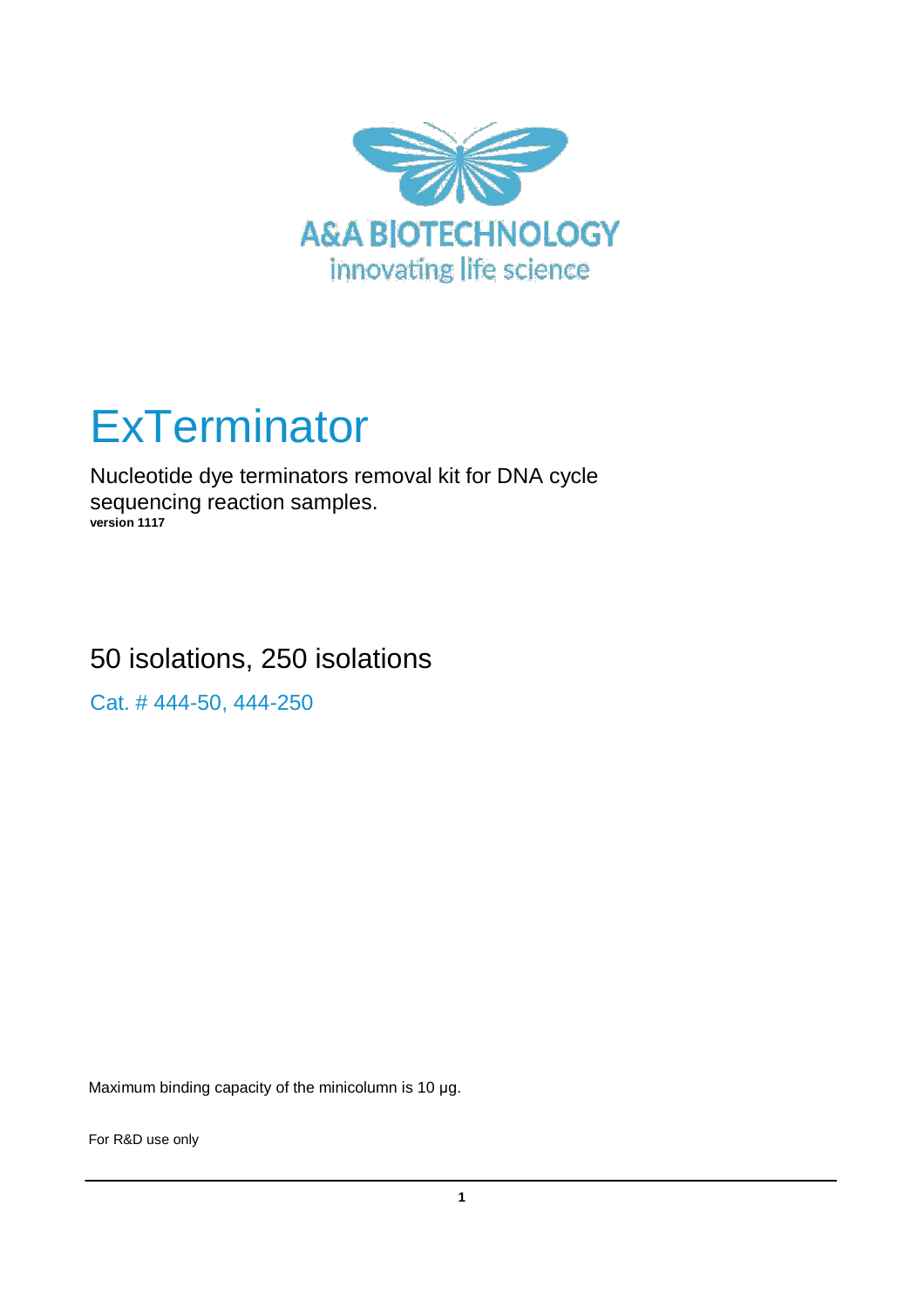A&A BIOTECHNOLOGY

innovating life science

# ExTerminator

Nucleotide dye terminators removal kit for DNA cycle sequencing reaction samples.

**version 1117**

## 50 isolations, 250 isolations

Cat. # 444-50, 444-250

Maximum binding capacity of the minicolumn is 10 µg.

For R&D use only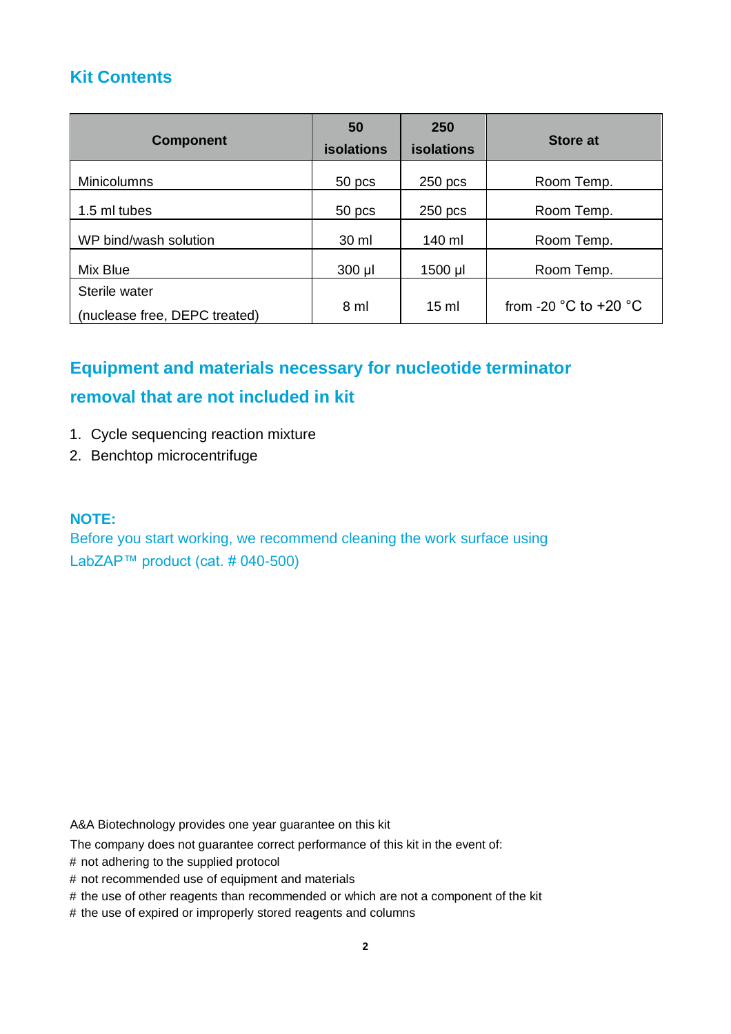## Kit Contents

| Component | 50 isolations | 250 isolations | Store at |
|---|---|---|---|
| Minicolumns | 50 pcs | 250 pcs | Room Temp. |
| 1.5 ml tubes | 50 pcs | 250 pcs | Room Temp. |
| WP bind/wash solution | 30 ml | 140 ml | Room Temp. |
| Mix Blue | 300 µl | 1500 µl | Room Temp. |
| Sterile water (nuclease free, DEPC treated) | 8 ml | 15 ml | from -20 °C to +20 °C |

## Equipment and materials necessary for nucleotide terminator removal that are not included in kit

1. Cycle sequencing reaction mixture
2. Benchtop microcentrifuge

**NOTE:**
Before you start working, we recommend cleaning the work surface using LabZAP™ product (cat. # 040-500)

A&A Biotechnology provides one year guarantee on this kit

The company does not guarantee correct performance of this kit in the event of:

# not adhering to the supplied protocol
# not recommended use of equipment and materials
# the use of other reagents than recommended or which are not a component of the kit
# the use of expired or improperly stored reagents and columns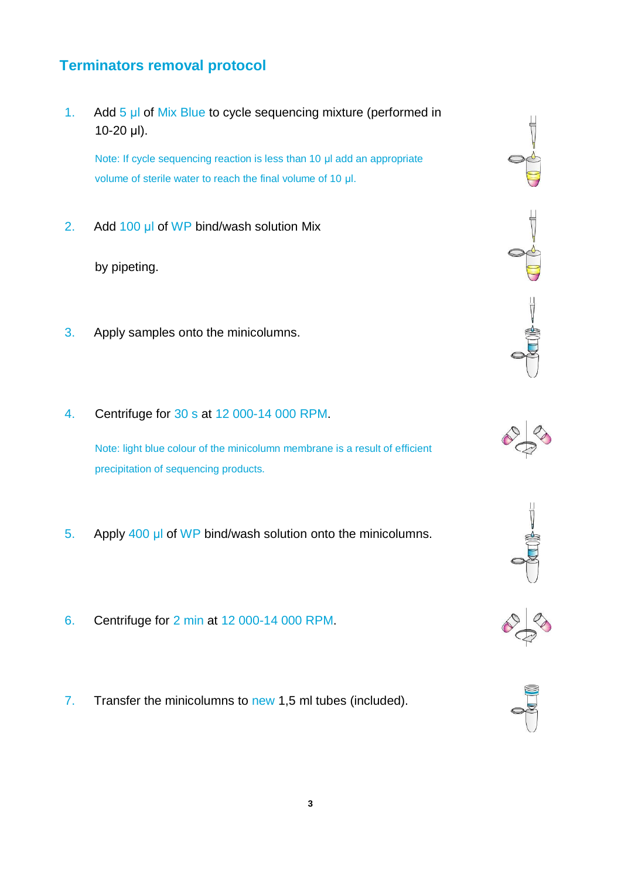## Terminators removal protocol

1. Add 5 µl of Mix Blue to cycle sequencing mixture (performed in 10-20 µl).

   Note: If cycle sequencing reaction is less than 10 µl add an appropriate volume of sterile water to reach the final volume of 10 µl.

2. Add 100 µl of WP bind/wash solution Mix

   by pipeting.

3. Apply samples onto the minicolumns.

4. Centrifuge for 30 s at 12 000-14 000 RPM.

   Note: light blue colour of the minicolumn membrane is a result of efficient precipitation of sequencing products.

5. Apply 400 µl of WP bind/wash solution onto the minicolumns.

6. Centrifuge for 2 min at 12 000-14 000 RPM.

7. Transfer the minicolumns to new 1,5 ml tubes (included).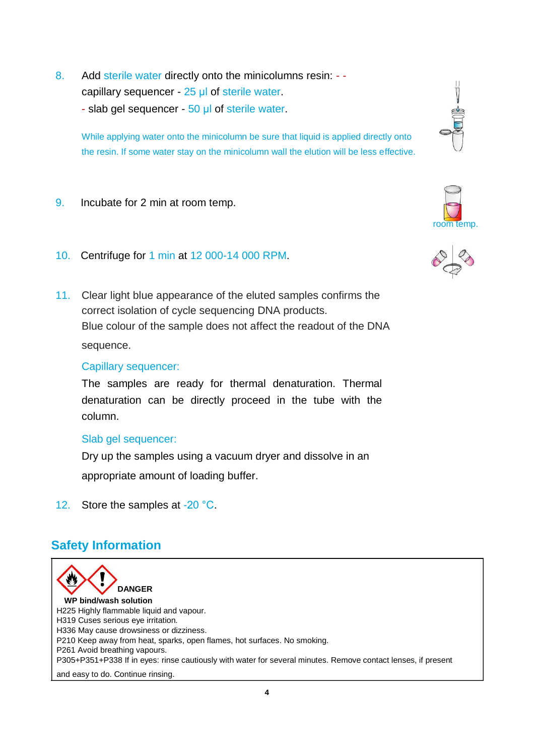8. Add sterile water directly onto the minicolumns resin: - -
   capillary sequencer - 25 µl of sterile water.
   - slab gel sequencer - 50 µl of sterile water.

   While applying water onto the minicolumn be sure that liquid is applied directly onto the resin. If some water stay on the minicolumn wall the elution will be less effective.

9. Incubate for 2 min at room temp.

room temp.

10. Centrifuge for 1 min at 12 000-14 000 RPM.

11. Clear light blue appearance of the eluted samples confirms the correct isolation of cycle sequencing DNA products.
    Blue colour of the sample does not affect the readout of the DNA sequence.

    Capillary sequencer:

    The samples are ready for thermal denaturation. Thermal denaturation can be directly proceed in the tube with the column.

    Slab gel sequencer:

    Dry up the samples using a vacuum dryer and dissolve in an appropriate amount of loading buffer.

12. Store the samples at -20 °C.

## Safety Information

**DANGER**

**WP bind/wash solution**

H225 Highly flammable liquid and vapour.
H319 Cuses serious eye irritation.
H336 May cause drowsiness or dizziness.
P210 Keep away from heat, sparks, open flames, hot surfaces. No smoking.
P261 Avoid breathing vapours.
P305+P351+P338 If in eyes: rinse cautiously with water for several minutes. Remove contact lenses, if present and easy to do. Continue rinsing.